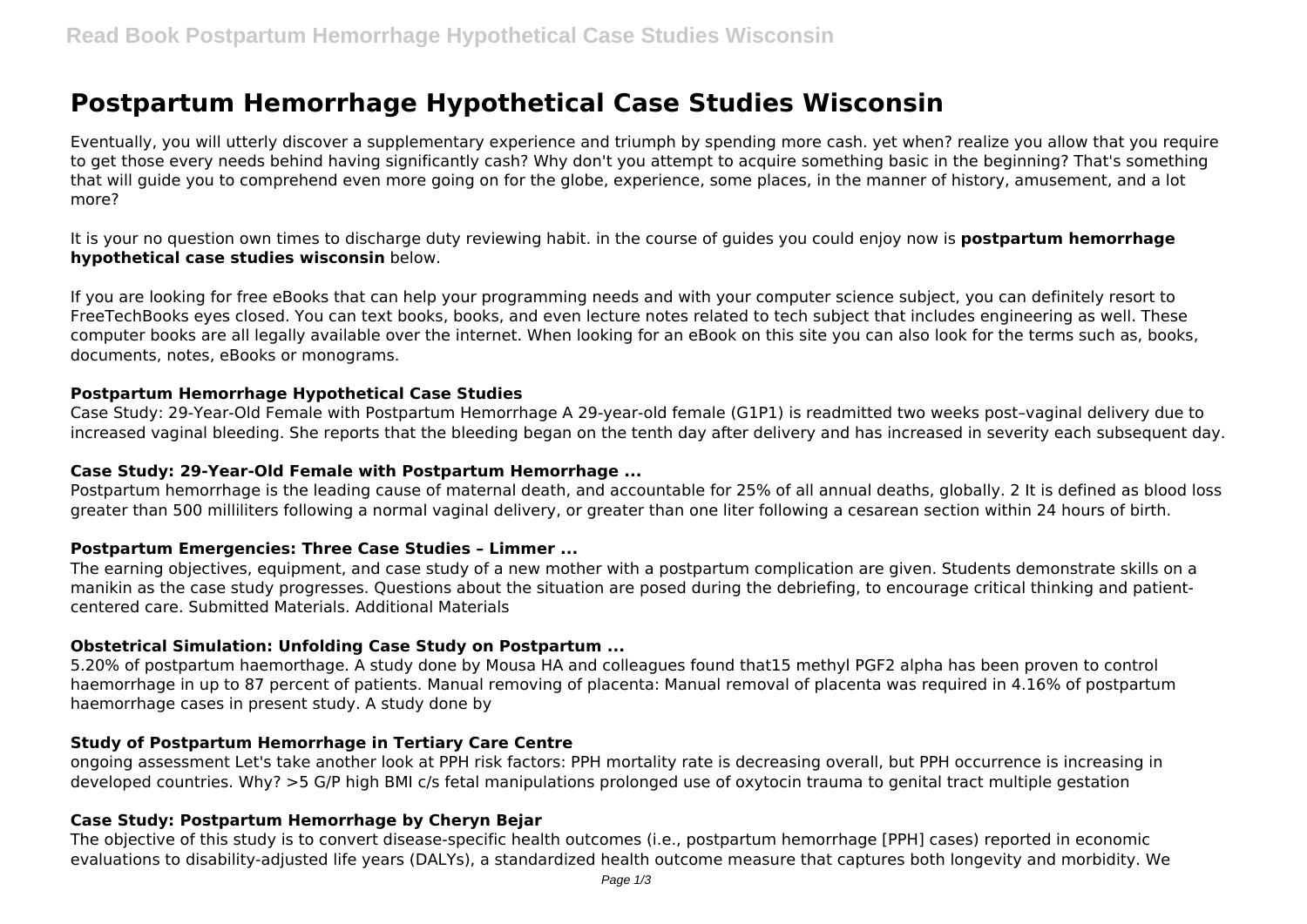# Postpartum Hemorrhage Hypothetical Case Studies Wisconsin

Eventually, you will utterly discover a supplementary experience and triumph by spending more cash. yet when? realize you allow that you require to get those every needs behind having significantly cash? Why don't you attempt to acquire something basic in the beginning? That's something that will guide you to comprehend even more going on for the globe, experience, some places, in the manner of history, amusement, and a lot more?

It is your no question own times to discharge duty reviewing habit. in the course of guides you could enjoy now is **postpartum hemorrhage hypothetical case studies wisconsin** below.

If you are looking for free eBooks that can help your programming needs and with your computer science subject, you can definitely resort to FreeTechBooks eyes closed. You can text books, books, and even lecture notes related to tech subject that includes engineering as well. These computer books are all legally available over the internet. When looking for an eBook on this site you can also look for the terms such as, books, documents, notes, eBooks or monograms.

### Postpartum Hemorrhage Hypothetical Case Studies

Case Study: 29-Year-Old Female with Postpartum Hemorrhage A 29-year-old female (G1P1) is readmitted two weeks post–vaginal delivery due to increased vaginal bleeding. She reports that the bleeding began on the tenth day after delivery and has increased in severity each subsequent day.

### Case Study: 29-Year-Old Female with Postpartum Hemorrhage ...

Postpartum hemorrhage is the leading cause of maternal death, and accountable for 25% of all annual deaths, globally. 2 It is defined as blood loss greater than 500 milliliters following a normal vaginal delivery, or greater than one liter following a cesarean section within 24 hours of birth.

### Postpartum Emergencies: Three Case Studies – Limmer ...

The earning objectives, equipment, and case study of a new mother with a postpartum complication are given. Students demonstrate skills on a manikin as the case study progresses. Questions about the situation are posed during the debriefing, to encourage critical thinking and patient-centered care. Submitted Materials. Additional Materials

### Obstetrical Simulation: Unfolding Case Study on Postpartum ...

5.20% of postpartum haemorthage. A study done by Mousa HA and colleagues found that15 methyl PGF2 alpha has been proven to control haemorrhage in up to 87 percent of patients. Manual removing of placenta: Manual removal of placenta was required in 4.16% of postpartum haemorrhage cases in present study. A study done by

### Study of Postpartum Hemorrhage in Tertiary Care Centre

ongoing assessment Let's take another look at PPH risk factors: PPH mortality rate is decreasing overall, but PPH occurrence is increasing in developed countries. Why? >5 G/P high BMI c/s fetal manipulations prolonged use of oxytocin trauma to genital tract multiple gestation

### Case Study: Postpartum Hemorrhage by Cheryn Bejar

The objective of this study is to convert disease-specific health outcomes (i.e., postpartum hemorrhage [PPH] cases) reported in economic evaluations to disability-adjusted life years (DALYs), a standardized health outcome measure that captures both longevity and morbidity. We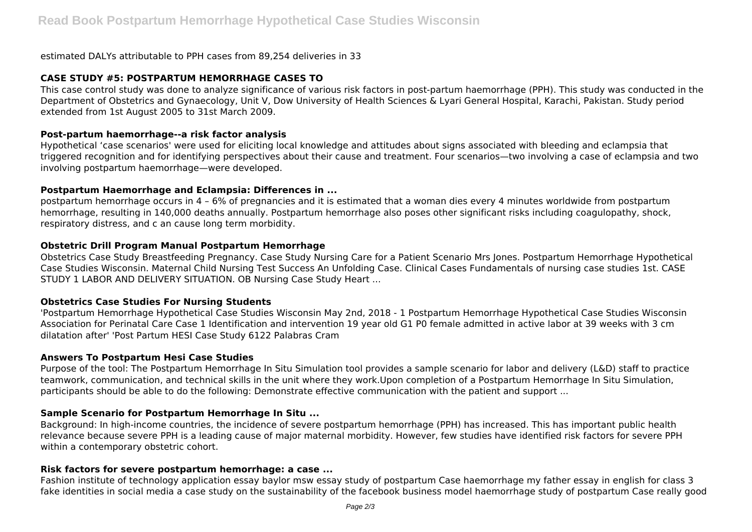estimated DALYs attributable to PPH cases from 89,254 deliveries in 33

### CASE STUDY #5: POSTPARTUM HEMORRHAGE CASES TO

This case control study was done to analyze significance of various risk factors in post-partum haemorrhage (PPH). This study was conducted in the Department of Obstetrics and Gynaecology, Unit V, Dow University of Health Sciences & Lyari General Hospital, Karachi, Pakistan. Study period extended from 1st August 2005 to 31st March 2009.

### Post-partum haemorrhage--a risk factor analysis

Hypothetical 'case scenarios' were used for eliciting local knowledge and attitudes about signs associated with bleeding and eclampsia that triggered recognition and for identifying perspectives about their cause and treatment. Four scenarios—two involving a case of eclampsia and two involving postpartum haemorrhage—were developed.

### Postpartum Haemorrhage and Eclampsia: Differences in ...

postpartum hemorrhage occurs in 4 – 6% of pregnancies and it is estimated that a woman dies every 4 minutes worldwide from postpartum hemorrhage, resulting in 140,000 deaths annually. Postpartum hemorrhage also poses other significant risks including coagulopathy, shock, respiratory distress, and c an cause long term morbidity.

### Obstetric Drill Program Manual Postpartum Hemorrhage

Obstetrics Case Study Breastfeeding Pregnancy. Case Study Nursing Care for a Patient Scenario Mrs Jones. Postpartum Hemorrhage Hypothetical Case Studies Wisconsin. Maternal Child Nursing Test Success An Unfolding Case. Clinical Cases Fundamentals of nursing case studies 1st. CASE STUDY 1 LABOR AND DELIVERY SITUATION. OB Nursing Case Study Heart ...

### Obstetrics Case Studies For Nursing Students

'Postpartum Hemorrhage Hypothetical Case Studies Wisconsin May 2nd, 2018 - 1 Postpartum Hemorrhage Hypothetical Case Studies Wisconsin Association for Perinatal Care Case 1 Identification and intervention 19 year old G1 P0 female admitted in active labor at 39 weeks with 3 cm dilatation after' 'Post Partum HESI Case Study 6122 Palabras Cram

### Answers To Postpartum Hesi Case Studies

Purpose of the tool: The Postpartum Hemorrhage In Situ Simulation tool provides a sample scenario for labor and delivery (L&D) staff to practice teamwork, communication, and technical skills in the unit where they work.Upon completion of a Postpartum Hemorrhage In Situ Simulation, participants should be able to do the following: Demonstrate effective communication with the patient and support ...

### Sample Scenario for Postpartum Hemorrhage In Situ ...

Background: In high-income countries, the incidence of severe postpartum hemorrhage (PPH) has increased. This has important public health relevance because severe PPH is a leading cause of major maternal morbidity. However, few studies have identified risk factors for severe PPH within a contemporary obstetric cohort.

### Risk factors for severe postpartum hemorrhage: a case ...

Fashion institute of technology application essay baylor msw essay study of postpartum Case haemorrhage my father essay in english for class 3 fake identities in social media a case study on the sustainability of the facebook business model haemorrhage study of postpartum Case really good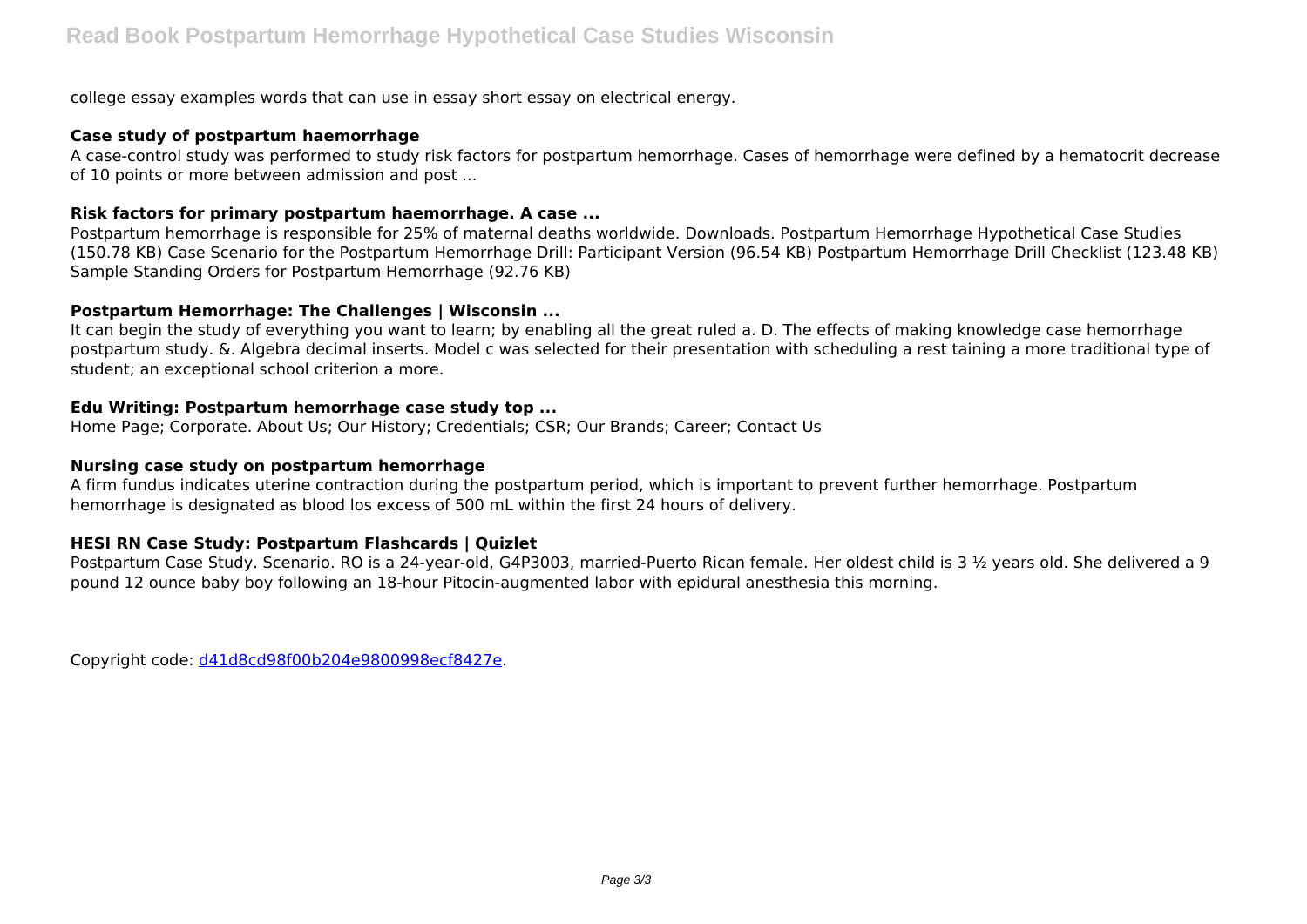college essay examples words that can use in essay short essay on electrical energy.

**Case study of postpartum haemorrhage**

A case-control study was performed to study risk factors for postpartum hemorrhage. Cases of hemorrhage were defined by a hematocrit decrease of 10 points or more between admission and post ...

**Risk factors for primary postpartum haemorrhage. A case ...**

Postpartum hemorrhage is responsible for 25% of maternal deaths worldwide. Downloads. Postpartum Hemorrhage Hypothetical Case Studies (150.78 KB) Case Scenario for the Postpartum Hemorrhage Drill: Participant Version (96.54 KB) Postpartum Hemorrhage Drill Checklist (123.48 KB) Sample Standing Orders for Postpartum Hemorrhage (92.76 KB)

**Postpartum Hemorrhage: The Challenges | Wisconsin ...**

It can begin the study of everything you want to learn; by enabling all the great ruled a. D. The effects of making knowledge case hemorrhage postpartum study. &. Algebra decimal inserts. Model c was selected for their presentation with scheduling a rest taining a more traditional type of student; an exceptional school criterion a more.

**Edu Writing: Postpartum hemorrhage case study top ...**

Home Page; Corporate. About Us; Our History; Credentials; CSR; Our Brands; Career; Contact Us

**Nursing case study on postpartum hemorrhage**

A firm fundus indicates uterine contraction during the postpartum period, which is important to prevent further hemorrhage. Postpartum hemorrhage is designated as blood los excess of 500 mL within the first 24 hours of delivery.

**HESI RN Case Study: Postpartum Flashcards | Quizlet**

Postpartum Case Study. Scenario. RO is a 24-year-old, G4P3003, married-Puerto Rican female. Her oldest child is 3 ½ years old. She delivered a 9 pound 12 ounce baby boy following an 18-hour Pitocin-augmented labor with epidural anesthesia this morning.

Copyright code: d41d8cd98f00b204e9800998ecf8427e.